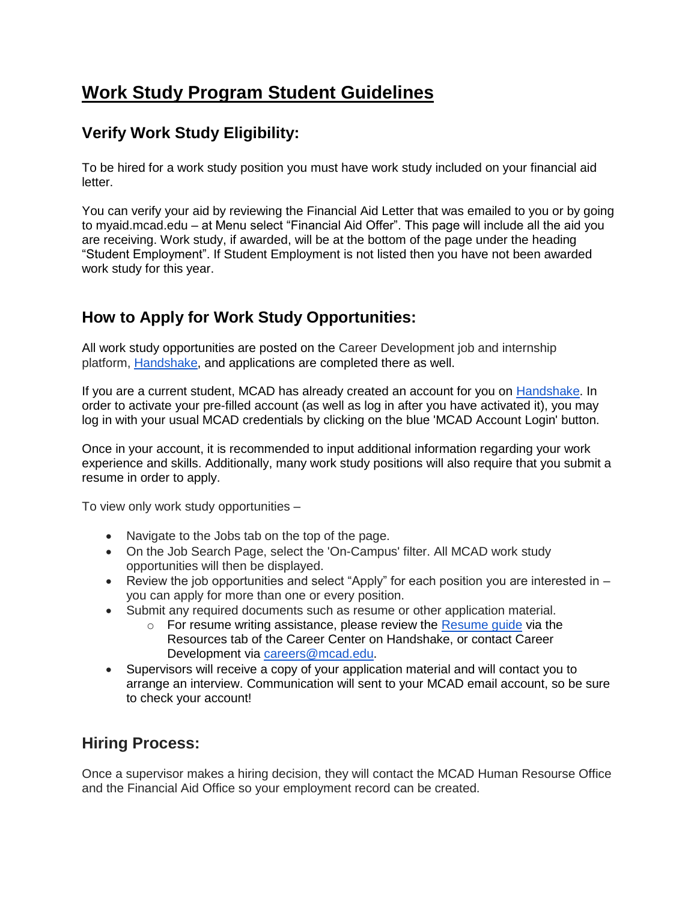# Work Study Program Student Guidelines

## Verify Work Study Eligibility:

To be hired for a work study position you must have work study included on your financial aid letter.

You can verify your aid by reviewing the Financial Aid Letter that was emailed to you or by going to myaid.mcad.edu – at Menu select "Financial Aid Offer". This page will include all the aid you are receiving. Work study, if awarded, will be at the bottom of the page under the heading "Student Employment". If Student Employment is not listed then you have not been awarded work study for this year.

## How to Apply for Work Study Opportunities:

All work study opportunities are posted on the Career Development job and internship platform, Handshake, and applications are completed there as well.

If you are a current student, MCAD has already created an account for you on Handshake. In order to activate your pre-filled account (as well as log in after you have activated it), you may log in with your usual MCAD credentials by clicking on the blue 'MCAD Account Login' button.

Once in your account, it is recommended to input additional information regarding your work experience and skills. Additionally, many work study positions will also require that you submit a resume in order to apply.

To view only work study opportunities –

- Navigate to the Jobs tab on the top of the page.
- On the Job Search Page, select the 'On-Campus' filter. All MCAD work study opportunities will then be displayed.
- Review the job opportunities and select "Apply" for each position you are interested in – you can apply for more than one or every position.
- Submit any required documents such as resume or other application material.
  - For resume writing assistance, please review the Resume guide via the Resources tab of the Career Center on Handshake, or contact Career Development via careers@mcad.edu.
- Supervisors will receive a copy of your application material and will contact you to arrange an interview. Communication will sent to your MCAD email account, so be sure to check your account!

## Hiring Process:

Once a supervisor makes a hiring decision, they will contact the MCAD Human Resourse Office and the Financial Aid Office so your employment record can be created.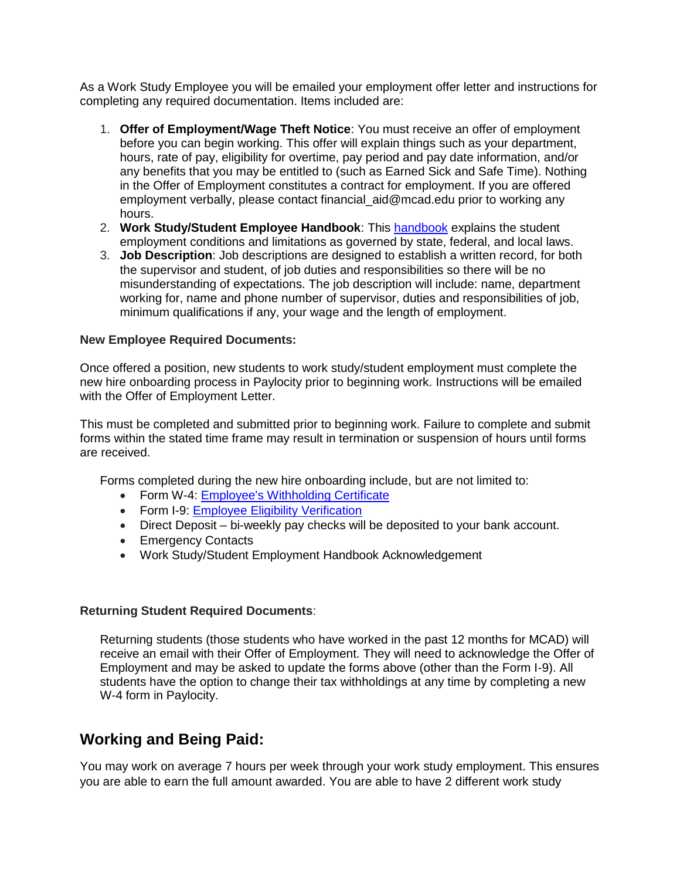As a Work Study Employee you will be emailed your employment offer letter and instructions for completing any required documentation. Items included are:

1. **Offer of Employment/Wage Theft Notice**: You must receive an offer of employment before you can begin working. This offer will explain things such as your department, hours, rate of pay, eligibility for overtime, pay period and pay date information, and/or any benefits that you may be entitled to (such as Earned Sick and Safe Time). Nothing in the Offer of Employment constitutes a contract for employment. If you are offered employment verbally, please contact financial_aid@mcad.edu prior to working any hours.
2. **Work Study/Student Employee Handbook**: This handbook explains the student employment conditions and limitations as governed by state, federal, and local laws.
3. **Job Description**: Job descriptions are designed to establish a written record, for both the supervisor and student, of job duties and responsibilities so there will be no misunderstanding of expectations. The job description will include: name, department working for, name and phone number of supervisor, duties and responsibilities of job, minimum qualifications if any, your wage and the length of employment.

**New Employee Required Documents:**

Once offered a position, new students to work study/student employment must complete the new hire onboarding process in Paylocity prior to beginning work. Instructions will be emailed with the Offer of Employment Letter.

This must be completed and submitted prior to beginning work. Failure to complete and submit forms within the stated time frame may result in termination or suspension of hours until forms are received.

Forms completed during the new hire onboarding include, but are not limited to:

- Form W-4: Employee's Withholding Certificate
- Form I-9: Employee Eligibility Verification
- Direct Deposit – bi-weekly pay checks will be deposited to your bank account.
- Emergency Contacts
- Work Study/Student Employment Handbook Acknowledgement

**Returning Student Required Documents**:

Returning students (those students who have worked in the past 12 months for MCAD) will receive an email with their Offer of Employment. They will need to acknowledge the Offer of Employment and may be asked to update the forms above (other than the Form I-9). All students have the option to change their tax withholdings at any time by completing a new W-4 form in Paylocity.

## Working and Being Paid:

You may work on average 7 hours per week through your work study employment. This ensures you are able to earn the full amount awarded. You are able to have 2 different work study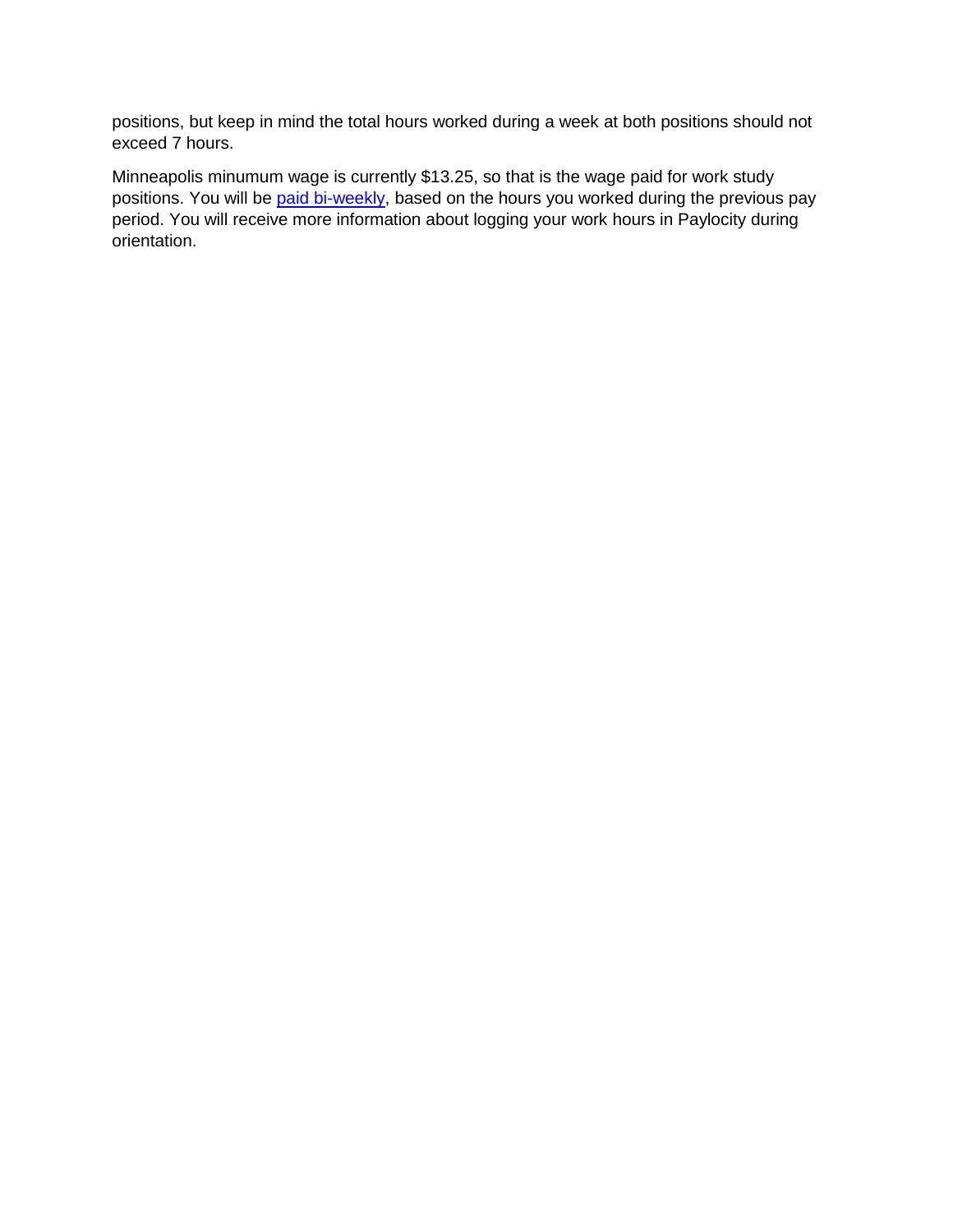positions, but keep in mind the total hours worked during a week at both positions should not exceed 7 hours.

Minneapolis minumum wage is currently $13.25, so that is the wage paid for work study positions. You will be paid bi-weekly, based on the hours you worked during the previous pay period. You will receive more information about logging your work hours in Paylocity during orientation.